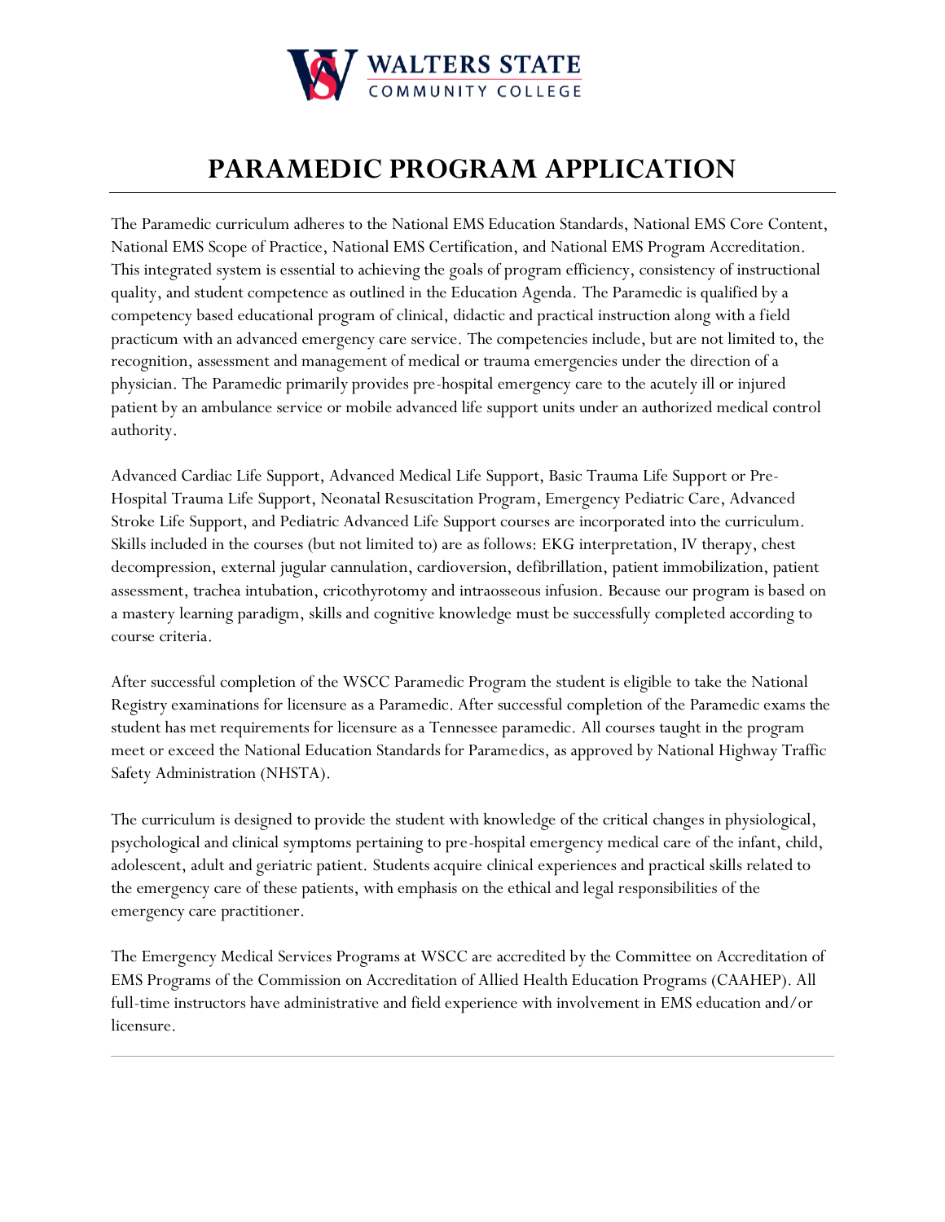WALTERS STATE
COMMUNITY COLLEGE

# PARAMEDIC PROGRAM APPLICATION

The Paramedic curriculum adheres to the National EMS Education Standards, National EMS Core Content, National EMS Scope of Practice, National EMS Certification, and National EMS Program Accreditation. This integrated system is essential to achieving the goals of program efficiency, consistency of instructional quality, and student competence as outlined in the Education Agenda. The Paramedic is qualified by a competency based educational program of clinical, didactic and practical instruction along with a field practicum with an advanced emergency care service. The competencies include, but are not limited to, the recognition, assessment and management of medical or trauma emergencies under the direction of a physician. The Paramedic primarily provides pre-hospital emergency care to the acutely ill or injured patient by an ambulance service or mobile advanced life support units under an authorized medical control authority.

Advanced Cardiac Life Support, Advanced Medical Life Support, Basic Trauma Life Support or Pre-Hospital Trauma Life Support, Neonatal Resuscitation Program, Emergency Pediatric Care, Advanced Stroke Life Support, and Pediatric Advanced Life Support courses are incorporated into the curriculum. Skills included in the courses (but not limited to) are as follows: EKG interpretation, IV therapy, chest decompression, external jugular cannulation, cardioversion, defibrillation, patient immobilization, patient assessment, trachea intubation, cricothyrotomy and intraosseous infusion. Because our program is based on a mastery learning paradigm, skills and cognitive knowledge must be successfully completed according to course criteria.

After successful completion of the WSCC Paramedic Program the student is eligible to take the National Registry examinations for licensure as a Paramedic. After successful completion of the Paramedic exams the student has met requirements for licensure as a Tennessee paramedic. All courses taught in the program meet or exceed the National Education Standards for Paramedics, as approved by National Highway Traffic Safety Administration (NHSTA).

The curriculum is designed to provide the student with knowledge of the critical changes in physiological, psychological and clinical symptoms pertaining to pre-hospital emergency medical care of the infant, child, adolescent, adult and geriatric patient. Students acquire clinical experiences and practical skills related to the emergency care of these patients, with emphasis on the ethical and legal responsibilities of the emergency care practitioner.

The Emergency Medical Services Programs at WSCC are accredited by the Committee on Accreditation of EMS Programs of the Commission on Accreditation of Allied Health Education Programs (CAAHEP). All full-time instructors have administrative and field experience with involvement in EMS education and/or licensure.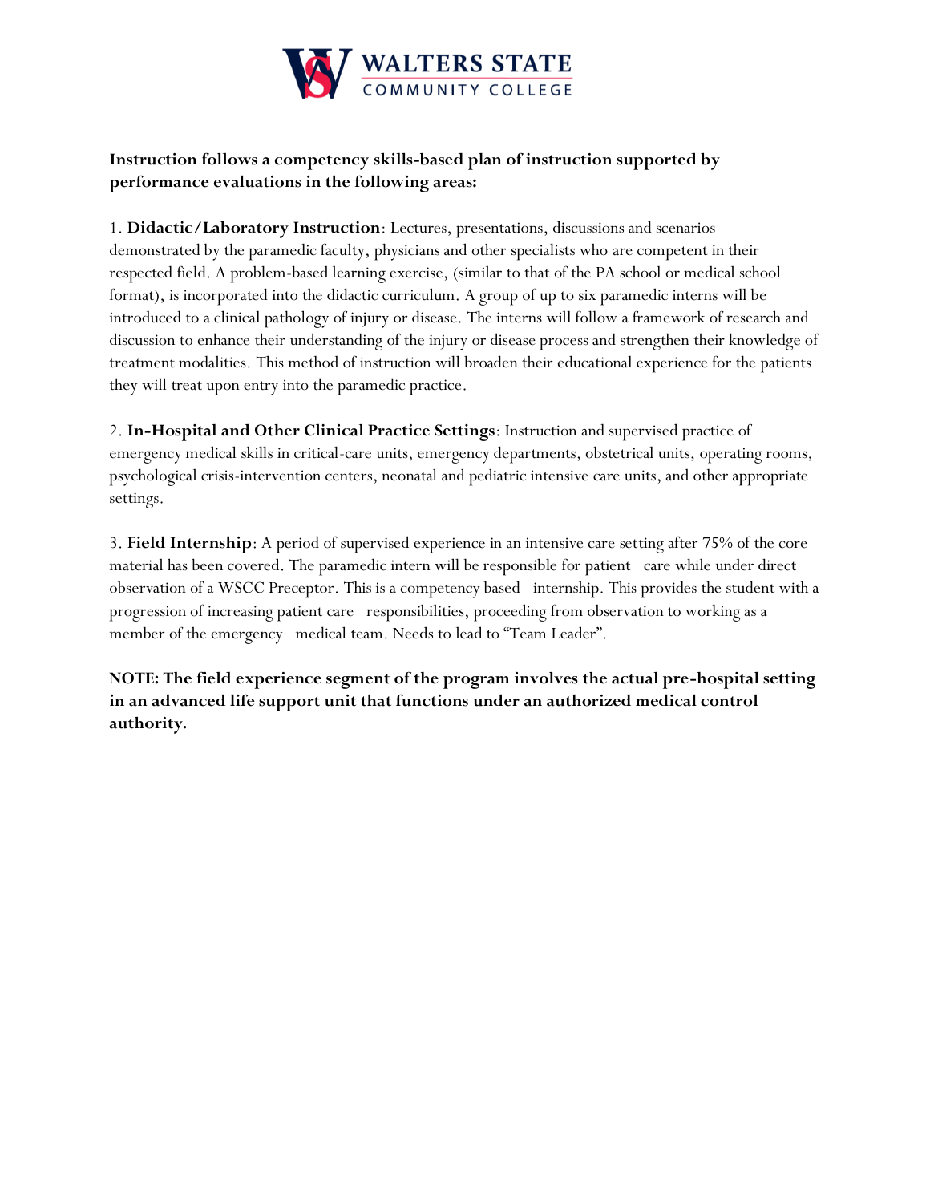**Instruction follows a competency skills-based plan of instruction supported by performance evaluations in the following areas:**

1. **Didactic/Laboratory Instruction**: Lectures, presentations, discussions and scenarios demonstrated by the paramedic faculty, physicians and other specialists who are competent in their respected field. A problem-based learning exercise, (similar to that of the PA school or medical school format), is incorporated into the didactic curriculum. A group of up to six paramedic interns will be introduced to a clinical pathology of injury or disease. The interns will follow a framework of research and discussion to enhance their understanding of the injury or disease process and strengthen their knowledge of treatment modalities. This method of instruction will broaden their educational experience for the patients they will treat upon entry into the paramedic practice.

2. **In-Hospital and Other Clinical Practice Settings**: Instruction and supervised practice of emergency medical skills in critical-care units, emergency departments, obstetrical units, operating rooms, psychological crisis-intervention centers, neonatal and pediatric intensive care units, and other appropriate settings.

3. **Field Internship**: A period of supervised experience in an intensive care setting after 75% of the core material has been covered. The paramedic intern will be responsible for patient care while under direct observation of a WSCC Preceptor. This is a competency based internship. This provides the student with a progression of increasing patient care responsibilities, proceeding from observation to working as a member of the emergency medical team. Needs to lead to "Team Leader".

**NOTE: The field experience segment of the program involves the actual pre-hospital setting in an advanced life support unit that functions under an authorized medical control authority.**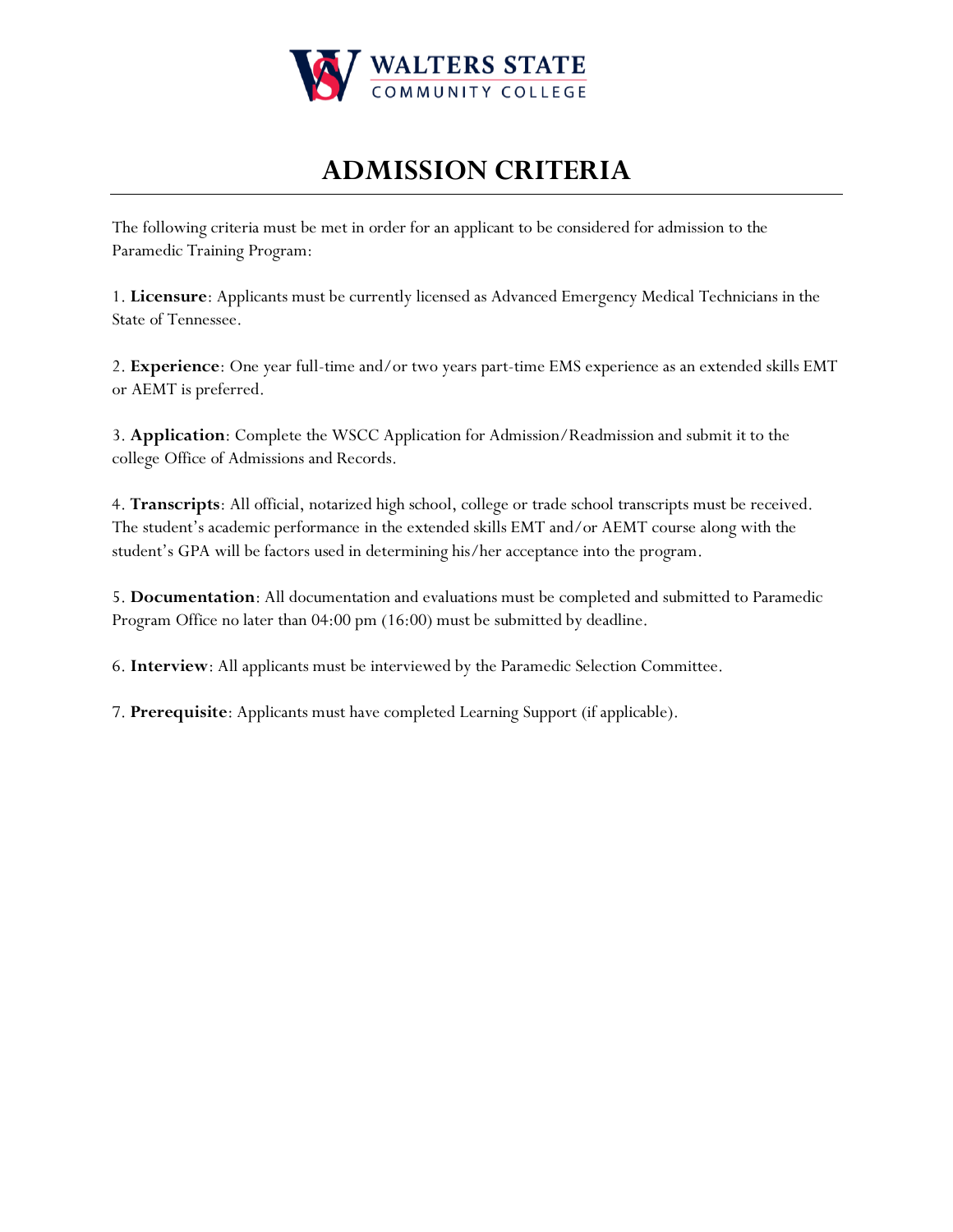# ADMISSION CRITERIA

The following criteria must be met in order for an applicant to be considered for admission to the Paramedic Training Program:

1. **Licensure**: Applicants must be currently licensed as Advanced Emergency Medical Technicians in the State of Tennessee.

2. **Experience**: One year full-time and/or two years part-time EMS experience as an extended skills EMT or AEMT is preferred.

3. **Application**: Complete the WSCC Application for Admission/Readmission and submit it to the college Office of Admissions and Records.

4. **Transcripts**: All official, notarized high school, college or trade school transcripts must be received. The student's academic performance in the extended skills EMT and/or AEMT course along with the student's GPA will be factors used in determining his/her acceptance into the program.

5. **Documentation**: All documentation and evaluations must be completed and submitted to Paramedic Program Office no later than 04:00 pm (16:00) must be submitted by deadline.

6. **Interview**: All applicants must be interviewed by the Paramedic Selection Committee.

7. **Prerequisite**: Applicants must have completed Learning Support (if applicable).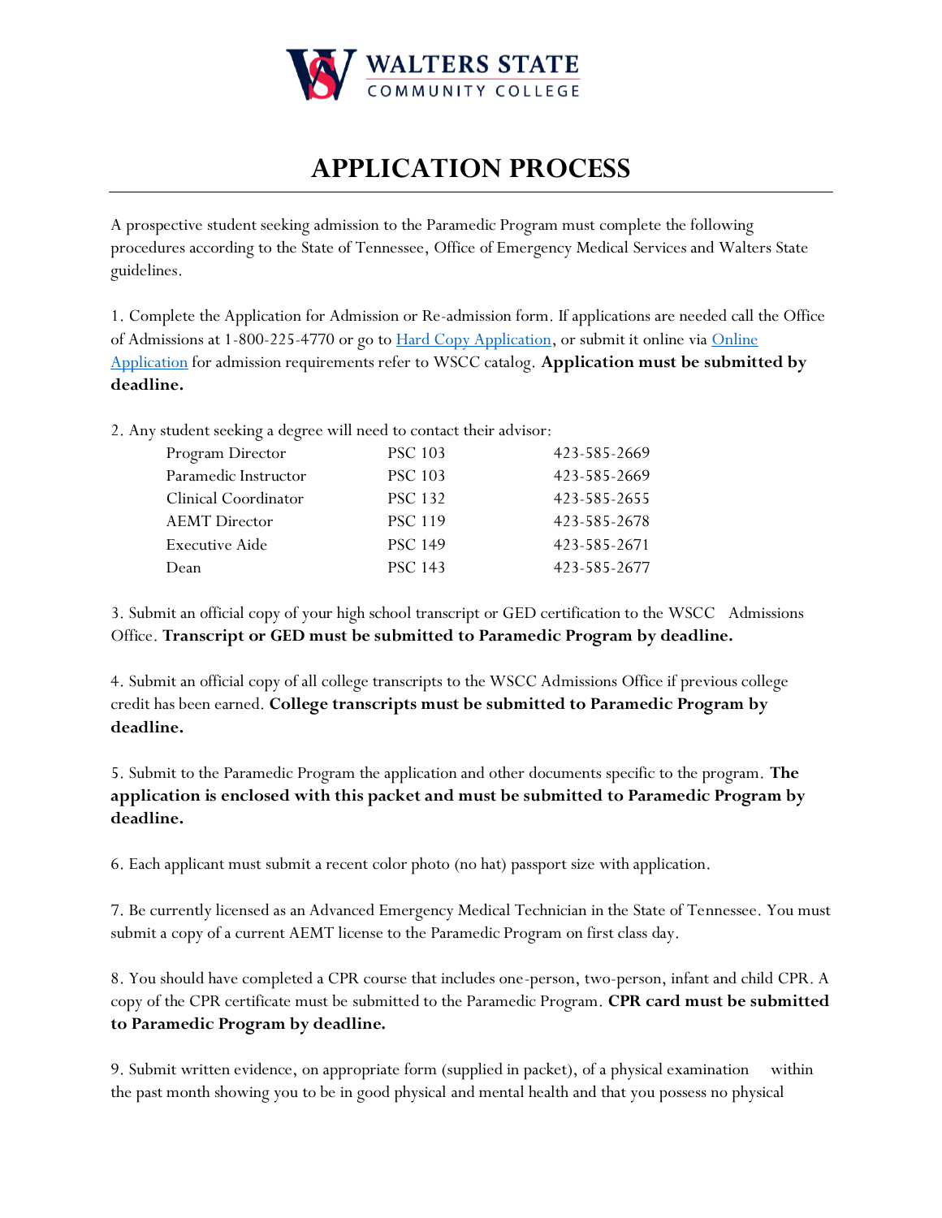# APPLICATION PROCESS

A prospective student seeking admission to the Paramedic Program must complete the following procedures according to the State of Tennessee, Office of Emergency Medical Services and Walters State guidelines.

1. Complete the Application for Admission or Re-admission form. If applications are needed call the Office of Admissions at 1-800-225-4770 or go to Hard Copy Application, or submit it online via Online Application for admission requirements refer to WSCC catalog. **Application must be submitted by deadline.**

2. Any student seeking a degree will need to contact their advisor:

| | | |
|---|---|---|
| Program Director | PSC 103 | 423-585-2669 |
| Paramedic Instructor | PSC 103 | 423-585-2669 |
| Clinical Coordinator | PSC 132 | 423-585-2655 |
| AEMT Director | PSC 119 | 423-585-2678 |
| Executive Aide | PSC 149 | 423-585-2671 |
| Dean | PSC 143 | 423-585-2677 |

3. Submit an official copy of your high school transcript or GED certification to the WSCC Admissions Office. **Transcript or GED must be submitted to Paramedic Program by deadline.**

4. Submit an official copy of all college transcripts to the WSCC Admissions Office if previous college credit has been earned. **College transcripts must be submitted to Paramedic Program by deadline.**

5. Submit to the Paramedic Program the application and other documents specific to the program. **The application is enclosed with this packet and must be submitted to Paramedic Program by deadline.**

6. Each applicant must submit a recent color photo (no hat) passport size with application.

7. Be currently licensed as an Advanced Emergency Medical Technician in the State of Tennessee. You must submit a copy of a current AEMT license to the Paramedic Program on first class day.

8. You should have completed a CPR course that includes one-person, two-person, infant and child CPR. A copy of the CPR certificate must be submitted to the Paramedic Program. **CPR card must be submitted to Paramedic Program by deadline.**

9. Submit written evidence, on appropriate form (supplied in packet), of a physical examination within the past month showing you to be in good physical and mental health and that you possess no physical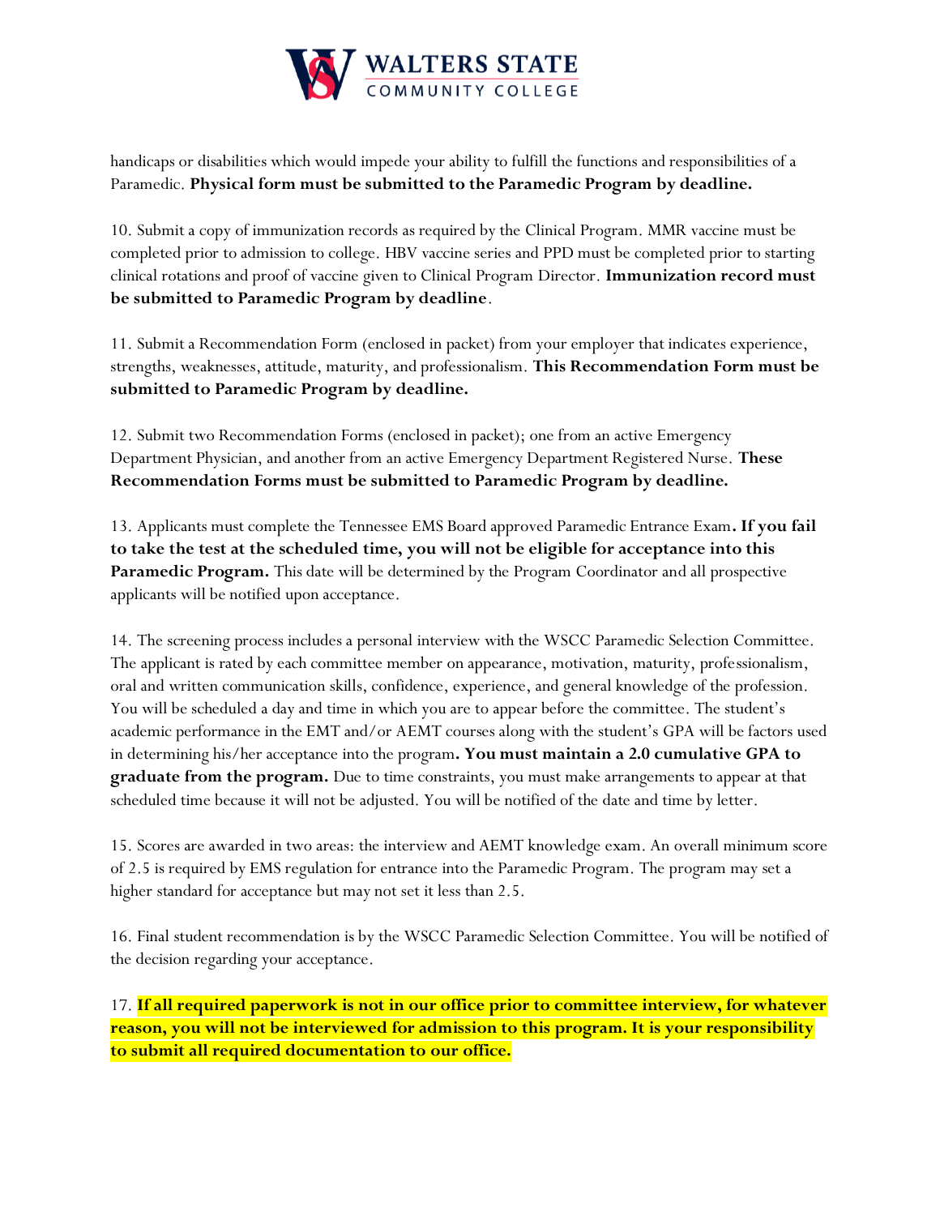handicaps or disabilities which would impede your ability to fulfill the functions and responsibilities of a Paramedic. **Physical form must be submitted to the Paramedic Program by deadline.**

10. Submit a copy of immunization records as required by the Clinical Program. MMR vaccine must be completed prior to admission to college. HBV vaccine series and PPD must be completed prior to starting clinical rotations and proof of vaccine given to Clinical Program Director. **Immunization record must be submitted to Paramedic Program by deadline**.

11. Submit a Recommendation Form (enclosed in packet) from your employer that indicates experience, strengths, weaknesses, attitude, maturity, and professionalism. **This Recommendation Form must be submitted to Paramedic Program by deadline.**

12. Submit two Recommendation Forms (enclosed in packet); one from an active Emergency Department Physician, and another from an active Emergency Department Registered Nurse. **These Recommendation Forms must be submitted to Paramedic Program by deadline.**

13. Applicants must complete the Tennessee EMS Board approved Paramedic Entrance Exam**. If you fail to take the test at the scheduled time, you will not be eligible for acceptance into this Paramedic Program.** This date will be determined by the Program Coordinator and all prospective applicants will be notified upon acceptance.

14. The screening process includes a personal interview with the WSCC Paramedic Selection Committee. The applicant is rated by each committee member on appearance, motivation, maturity, professionalism, oral and written communication skills, confidence, experience, and general knowledge of the profession. You will be scheduled a day and time in which you are to appear before the committee. The student's academic performance in the EMT and/or AEMT courses along with the student's GPA will be factors used in determining his/her acceptance into the program**. You must maintain a 2.0 cumulative GPA to graduate from the program.** Due to time constraints, you must make arrangements to appear at that scheduled time because it will not be adjusted. You will be notified of the date and time by letter.

15. Scores are awarded in two areas: the interview and AEMT knowledge exam. An overall minimum score of 2.5 is required by EMS regulation for entrance into the Paramedic Program. The program may set a higher standard for acceptance but may not set it less than 2.5.

16. Final student recommendation is by the WSCC Paramedic Selection Committee. You will be notified of the decision regarding your acceptance.

17. **If all required paperwork is not in our office prior to committee interview, for whatever reason, you will not be interviewed for admission to this program. It is your responsibility to submit all required documentation to our office.**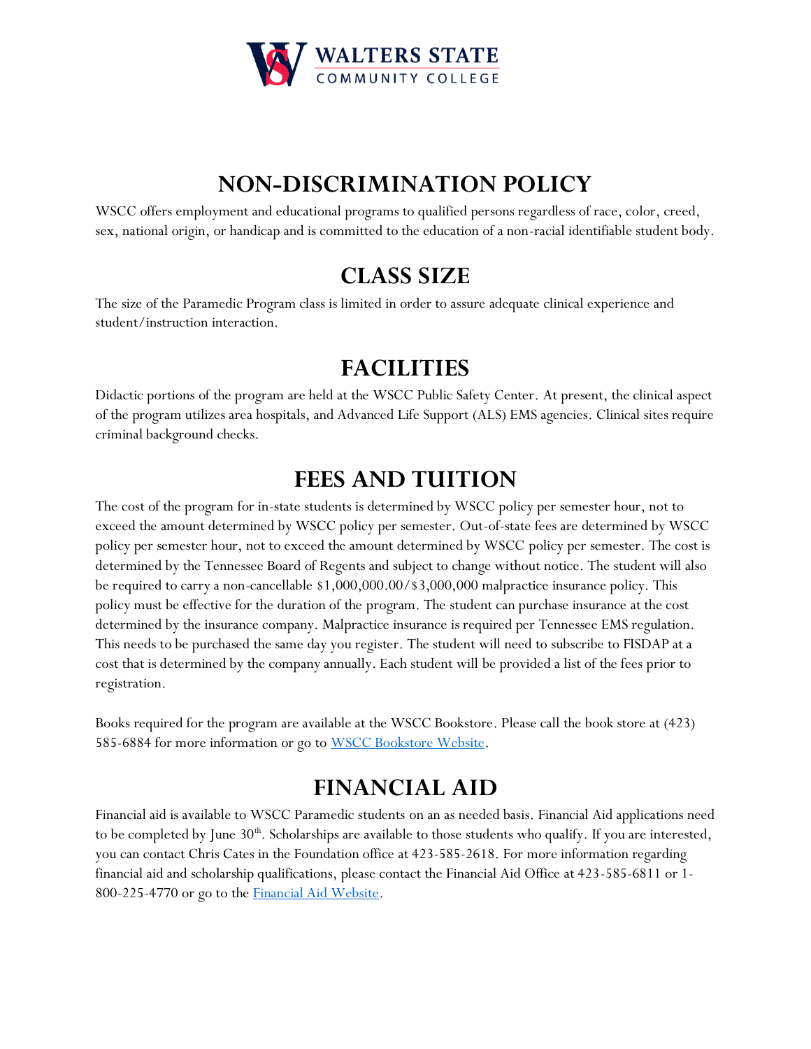# NON-DISCRIMINATION POLICY

WSCC offers employment and educational programs to qualified persons regardless of race, color, creed, sex, national origin, or handicap and is committed to the education of a non-racial identifiable student body.

# CLASS SIZE

The size of the Paramedic Program class is limited in order to assure adequate clinical experience and student/instruction interaction.

# FACILITIES

Didactic portions of the program are held at the WSCC Public Safety Center. At present, the clinical aspect of the program utilizes area hospitals, and Advanced Life Support (ALS) EMS agencies. Clinical sites require criminal background checks.

# FEES AND TUITION

The cost of the program for in-state students is determined by WSCC policy per semester hour, not to exceed the amount determined by WSCC policy per semester. Out-of-state fees are determined by WSCC policy per semester hour, not to exceed the amount determined by WSCC policy per semester. The cost is determined by the Tennessee Board of Regents and subject to change without notice. The student will also be required to carry a non-cancellable $1,000,000.00/$3,000,000 malpractice insurance policy. This policy must be effective for the duration of the program. The student can purchase insurance at the cost determined by the insurance company. Malpractice insurance is required per Tennessee EMS regulation. This needs to be purchased the same day you register. The student will need to subscribe to FISDAP at a cost that is determined by the company annually. Each student will be provided a list of the fees prior to registration.

Books required for the program are available at the WSCC Bookstore. Please call the book store at (423) 585-6884 for more information or go to WSCC Bookstore Website.

# FINANCIAL AID

Financial aid is available to WSCC Paramedic students on an as needed basis. Financial Aid applications need to be completed by June 30th. Scholarships are available to those students who qualify. If you are interested, you can contact Chris Cates in the Foundation office at 423-585-2618. For more information regarding financial aid and scholarship qualifications, please contact the Financial Aid Office at 423-585-6811 or 1-800-225-4770 or go to the Financial Aid Website.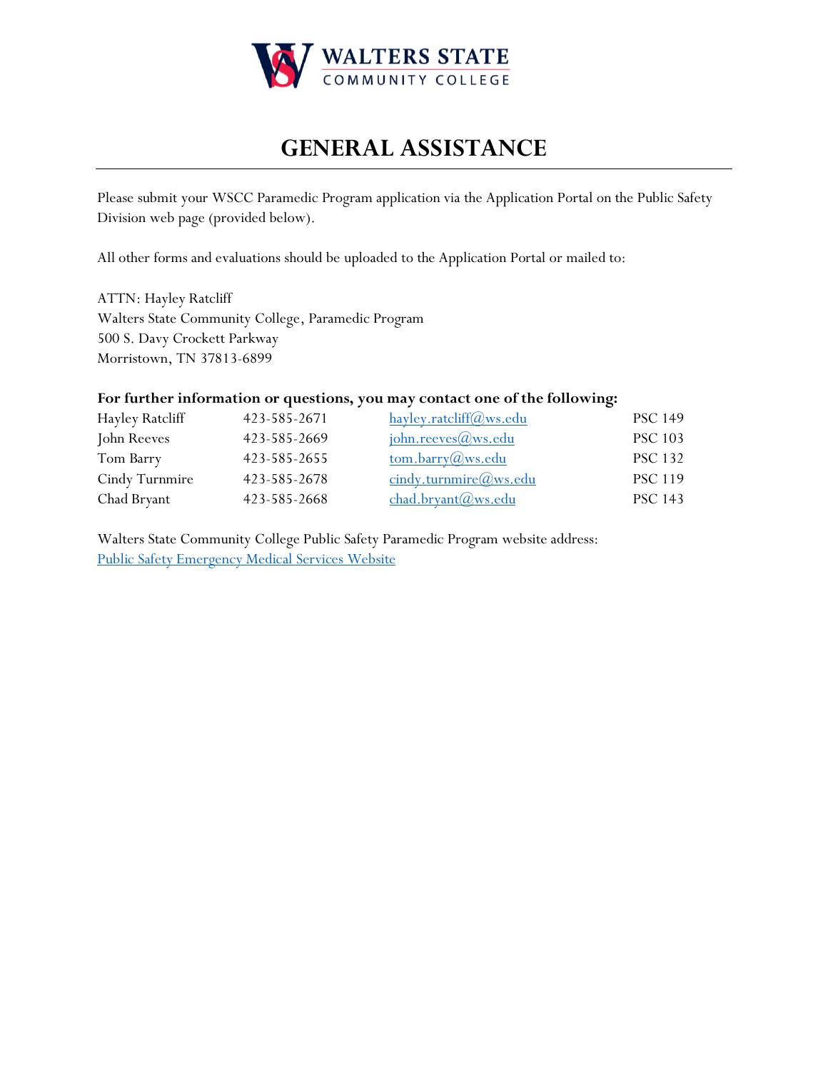WALTERS STATE
COMMUNITY COLLEGE

# GENERAL ASSISTANCE

Please submit your WSCC Paramedic Program application via the Application Portal on the Public Safety Division web page (provided below).

All other forms and evaluations should be uploaded to the Application Portal or mailed to:

ATTN: Hayley Ratcliff
Walters State Community College, Paramedic Program
500 S. Davy Crockett Parkway
Morristown, TN 37813-6899

**For further information or questions, you may contact one of the following:**

| | | | |
|---|---|---|---|
| Hayley Ratcliff | 423-585-2671 | hayley.ratcliff@ws.edu | PSC 149 |
| John Reeves | 423-585-2669 | john.reeves@ws.edu | PSC 103 |
| Tom Barry | 423-585-2655 | tom.barry@ws.edu | PSC 132 |
| Cindy Turnmire | 423-585-2678 | cindy.turnmire@ws.edu | PSC 119 |
| Chad Bryant | 423-585-2668 | chad.bryant@ws.edu | PSC 143 |

Walters State Community College Public Safety Paramedic Program website address:
Public Safety Emergency Medical Services Website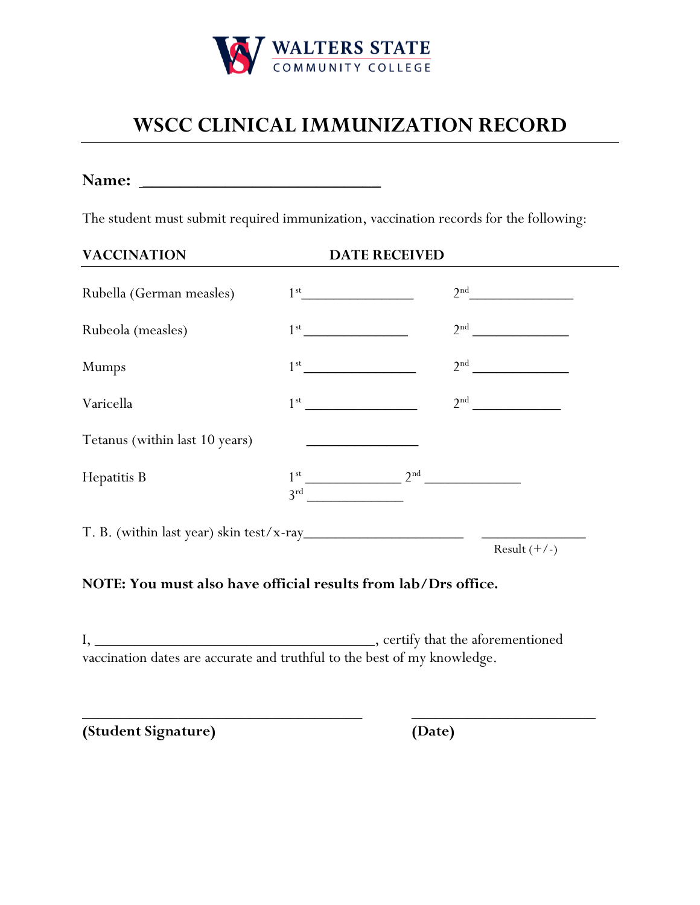WALTERS STATE
COMMUNITY COLLEGE

# WSCC CLINICAL IMMUNIZATION RECORD

**Name:** ____________________________

The student must submit required immunization, vaccination records for the following:

| VACCINATION | DATE RECEIVED | |
|---|---|---|
| Rubella (German measles) | 1st _______________ | 2nd _______________ |
| Rubeola (measles) | 1st _______________ | 2nd _______________ |
| Mumps | 1st _______________ | 2nd _______________ |
| Varicella | 1st _______________ | 2nd _______________ |
| Tetanus (within last 10 years) | _______________ | |
| Hepatitis B | 1st _______________ 2nd _______________ 3rd _______________ | |

T. B. (within last year) skin test/x-ray____________________ _______________
Result (+/-)

**NOTE: You must also have official results from lab/Drs office.**

I, ___________________________________, certify that the aforementioned vaccination dates are accurate and truthful to the best of my knowledge.

___________________________________ ___________________________

**(Student Signature)** **(Date)**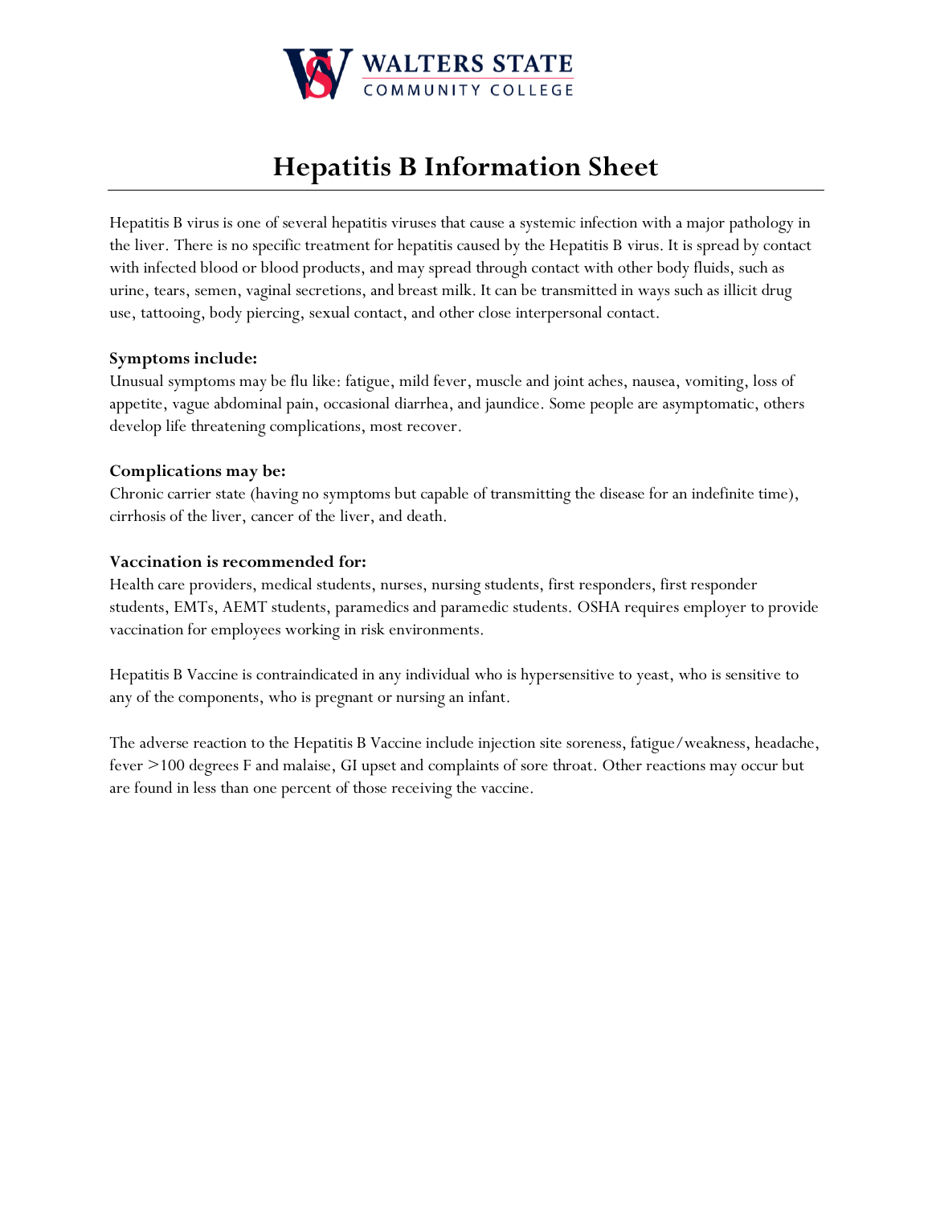WALTERS STATE
COMMUNITY COLLEGE

# Hepatitis B Information Sheet

Hepatitis B virus is one of several hepatitis viruses that cause a systemic infection with a major pathology in the liver. There is no specific treatment for hepatitis caused by the Hepatitis B virus. It is spread by contact with infected blood or blood products, and may spread through contact with other body fluids, such as urine, tears, semen, vaginal secretions, and breast milk. It can be transmitted in ways such as illicit drug use, tattooing, body piercing, sexual contact, and other close interpersonal contact.

**Symptoms include:**
Unusual symptoms may be flu like: fatigue, mild fever, muscle and joint aches, nausea, vomiting, loss of appetite, vague abdominal pain, occasional diarrhea, and jaundice. Some people are asymptomatic, others develop life threatening complications, most recover.

**Complications may be:**
Chronic carrier state (having no symptoms but capable of transmitting the disease for an indefinite time), cirrhosis of the liver, cancer of the liver, and death.

**Vaccination is recommended for:**
Health care providers, medical students, nurses, nursing students, first responders, first responder students, EMTs, AEMT students, paramedics and paramedic students. OSHA requires employer to provide vaccination for employees working in risk environments.

Hepatitis B Vaccine is contraindicated in any individual who is hypersensitive to yeast, who is sensitive to any of the components, who is pregnant or nursing an infant.

The adverse reaction to the Hepatitis B Vaccine include injection site soreness, fatigue/weakness, headache, fever >100 degrees F and malaise, GI upset and complaints of sore throat. Other reactions may occur but are found in less than one percent of those receiving the vaccine.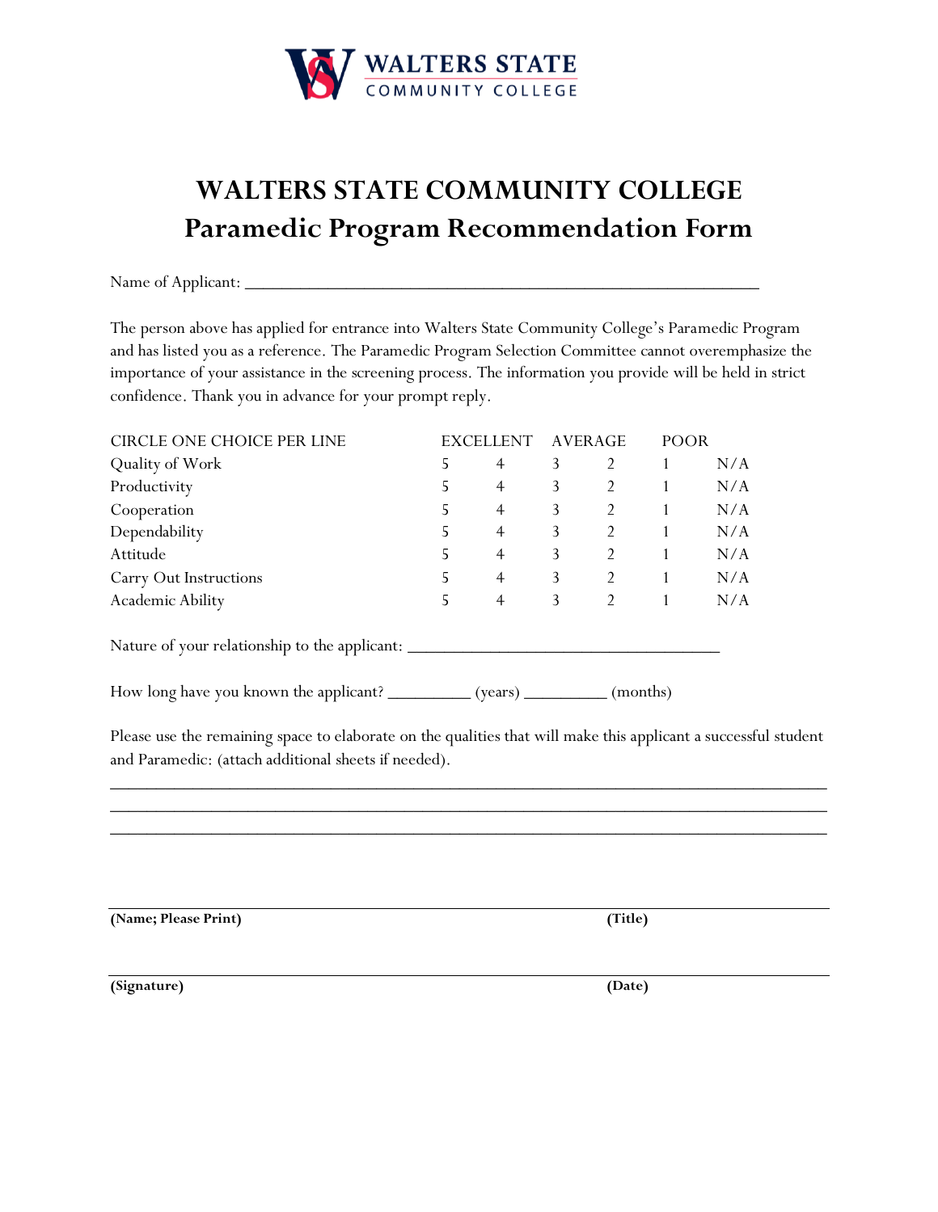# WALTERS STATE COMMUNITY COLLEGE
# Paramedic Program Recommendation Form

Name of Applicant: ___________________________________________________________

The person above has applied for entrance into Walters State Community College's Paramedic Program and has listed you as a reference. The Paramedic Program Selection Committee cannot overemphasize the importance of your assistance in the screening process. The information you provide will be held in strict confidence. Thank you in advance for your prompt reply.

| CIRCLE ONE CHOICE PER LINE | EXCELLENT | | AVERAGE | | POOR | |
|---|---|---|---|---|---|---|
| Quality of Work | 5 | 4 | 3 | 2 | 1 | N/A |
| Productivity | 5 | 4 | 3 | 2 | 1 | N/A |
| Cooperation | 5 | 4 | 3 | 2 | 1 | N/A |
| Dependability | 5 | 4 | 3 | 2 | 1 | N/A |
| Attitude | 5 | 4 | 3 | 2 | 1 | N/A |
| Carry Out Instructions | 5 | 4 | 3 | 2 | 1 | N/A |
| Academic Ability | 5 | 4 | 3 | 2 | 1 | N/A |

Nature of your relationship to the applicant: ___________________________________

How long have you known the applicant? _________ (years) _________ (months)

Please use the remaining space to elaborate on the qualities that will make this applicant a successful student and Paramedic: (attach additional sheets if needed).

________________________________________________________________________________
________________________________________________________________________________
________________________________________________________________________________

________________________________________________________________________________
**(Name; Please Print)** **(Title)**

________________________________________________________________________________
**(Signature)** **(Date)**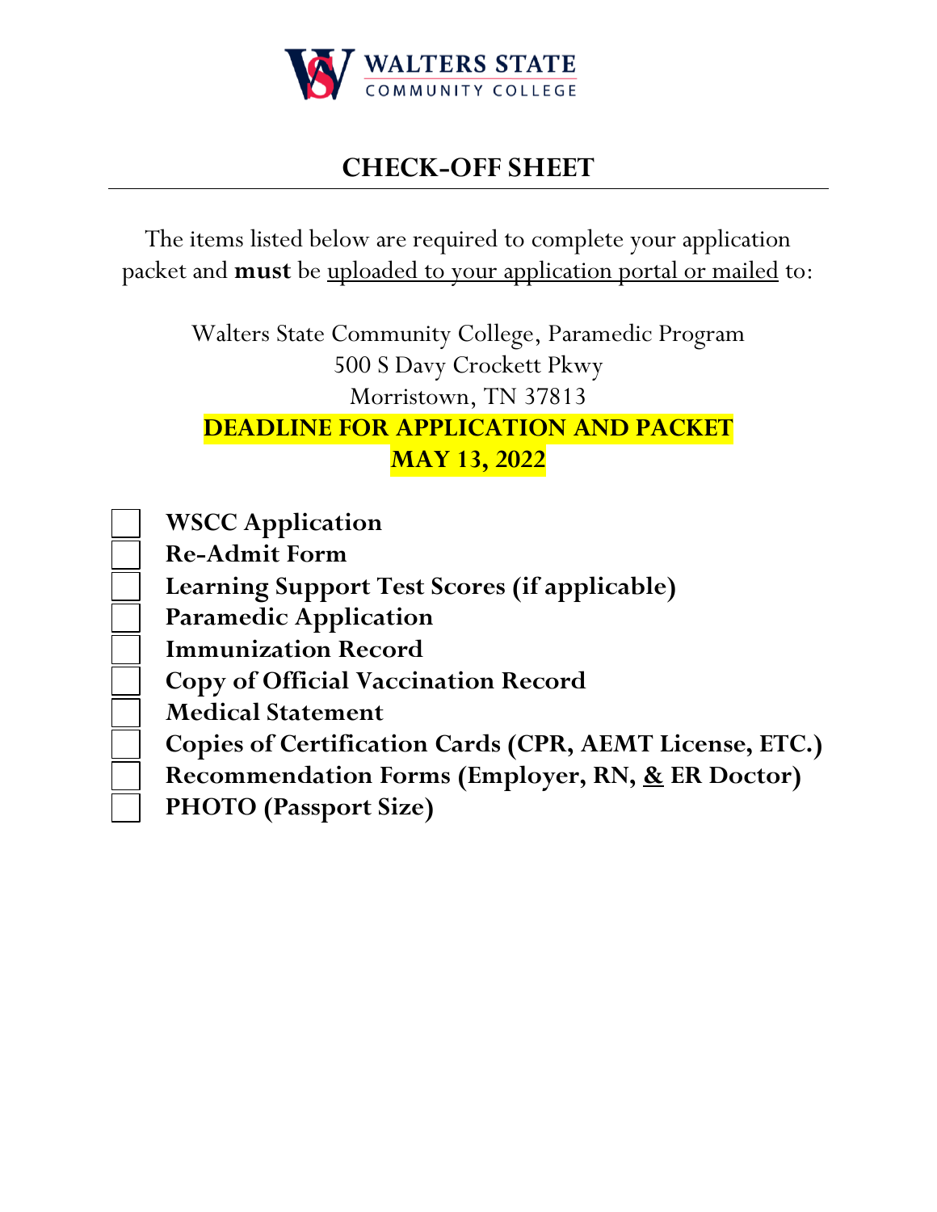WALTERS STATE
COMMUNITY COLLEGE

# CHECK-OFF SHEET

The items listed below are required to complete your application packet and **must** be uploaded to your application portal or mailed to:

Walters State Community College, Paramedic Program
500 S Davy Crockett Pkwy
Morristown, TN 37813

**DEADLINE FOR APPLICATION AND PACKET**
**MAY 13, 2022**

- [ ] **WSCC Application**
- [ ] **Re-Admit Form**
- [ ] **Learning Support Test Scores (if applicable)**
- [ ] **Paramedic Application**
- [ ] **Immunization Record**
- [ ] **Copy of Official Vaccination Record**
- [ ] **Medical Statement**
- [ ] **Copies of Certification Cards (CPR, AEMT License, ETC.)**
- [ ] **Recommendation Forms (Employer, RN, & ER Doctor)**
- [ ] **PHOTO (Passport Size)**